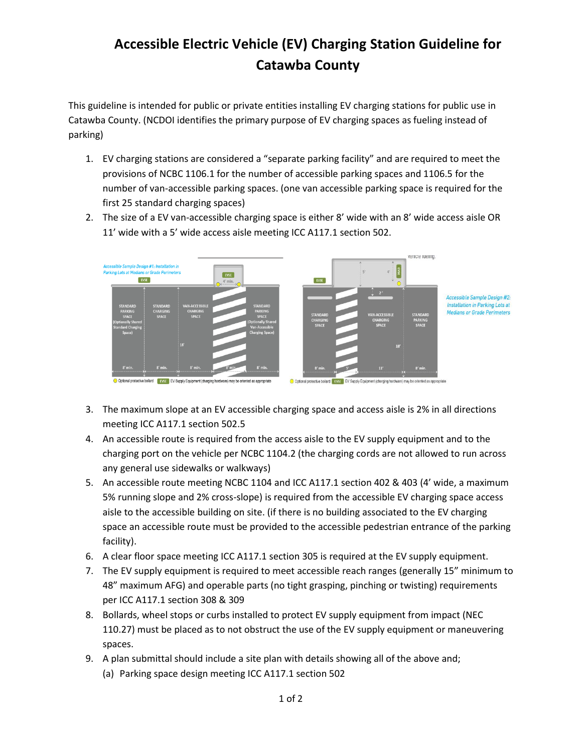# Accessible Electric Vehicle (EV) Charging Station Guideline for Catawba County

This guideline is intended for public or private entities installing EV charging stations for public use in Catawba County. (NCDOI identifies the primary purpose of EV charging spaces as fueling instead of parking)

1. EV charging stations are considered a "separate parking facility" and are required to meet the provisions of NCBC 1106.1 for the number of accessible parking spaces and 1106.5 for the number of van-accessible parking spaces. (one van accessible parking space is required for the first 25 standard charging spaces)
2. The size of a EV van-accessible charging space is either 8' wide with an 8' wide access aisle OR 11' wide with a 5' wide access aisle meeting ICC A117.1 section 502.
3. The maximum slope at an EV accessible charging space and access aisle is 2% in all directions meeting ICC A117.1 section 502.5
4. An accessible route is required from the access aisle to the EV supply equipment and to the charging port on the vehicle per NCBC 1104.2 (the charging cords are not allowed to run across any general use sidewalks or walkways)
5. An accessible route meeting NCBC 1104 and ICC A117.1 section 402 & 403 (4' wide, a maximum 5% running slope and 2% cross-slope) is required from the accessible EV charging space access aisle to the accessible building on site. (if there is no building associated to the EV charging space an accessible route must be provided to the accessible pedestrian entrance of the parking facility).
6. A clear floor space meeting ICC A117.1 section 305 is required at the EV supply equipment.
7. The EV supply equipment is required to meet accessible reach ranges (generally 15" minimum to 48" maximum AFG) and operable parts (no tight grasping, pinching or twisting) requirements per ICC A117.1 section 308 & 309
8. Bollards, wheel stops or curbs installed to protect EV supply equipment from impact (NEC 110.27) must be placed as to not obstruct the use of the EV supply equipment or maneuvering spaces.
9. A plan submittal should include a site plan with details showing all of the above and;
   (a) Parking space design meeting ICC A117.1 section 502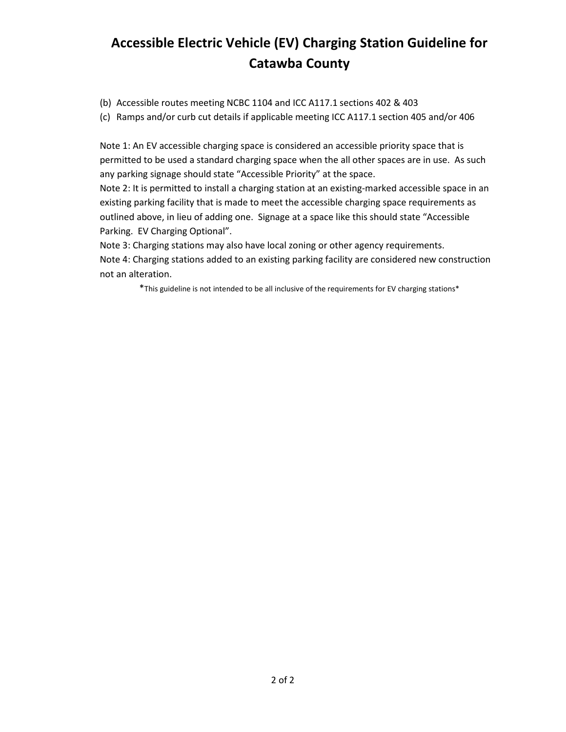# Accessible Electric Vehicle (EV) Charging Station Guideline for Catawba County

(b) Accessible routes meeting NCBC 1104 and ICC A117.1 sections 402 & 403

(c) Ramps and/or curb cut details if applicable meeting ICC A117.1 section 405 and/or 406

Note 1: An EV accessible charging space is considered an accessible priority space that is permitted to be used a standard charging space when the all other spaces are in use. As such any parking signage should state "Accessible Priority" at the space.

Note 2: It is permitted to install a charging station at an existing-marked accessible space in an existing parking facility that is made to meet the accessible charging space requirements as outlined above, in lieu of adding one. Signage at a space like this should state "Accessible Parking. EV Charging Optional".

Note 3: Charging stations may also have local zoning or other agency requirements.

Note 4: Charging stations added to an existing parking facility are considered new construction not an alteration.

*This guideline is not intended to be all inclusive of the requirements for EV charging stations*